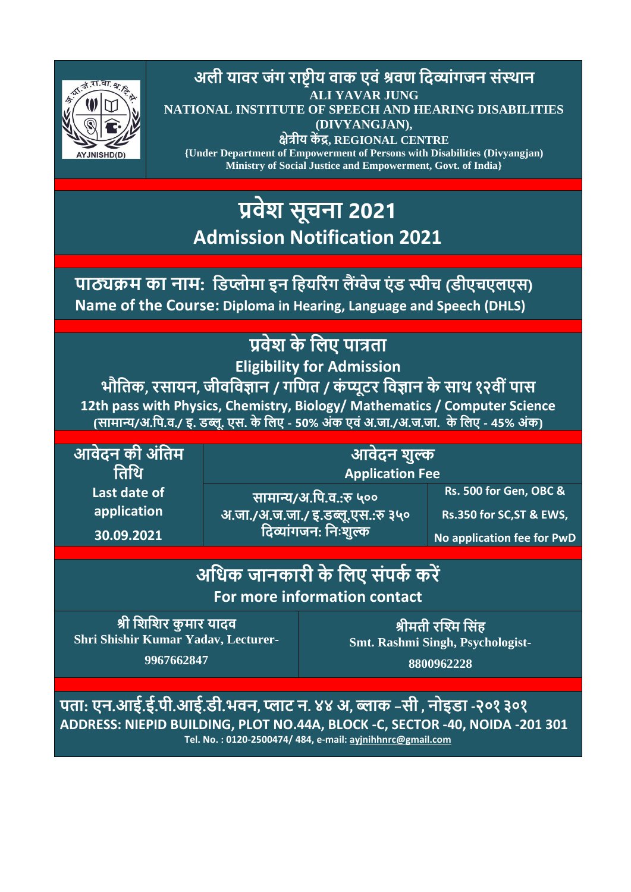# अली यावर जंग राष्ट्रीय वाक एवं श्रवण दिव्यांगजन संस्थान

**ALI YAVAR JUNG**
**NATIONAL INSTITUTE OF SPEECH AND HEARING DISABILITIES (DIVYANGJAN),**
**क्षेत्रीय केंद्र, REGIONAL CENTRE**
**{Under Department of Empowerment of Persons with Disabilities (Divyangjan) Ministry of Social Justice and Empowerment, Govt. of India}**

# प्रवेश सूचना 2021
# Admission Notification 2021

## पाठ्यक्रम का नाम: डिप्लोमा इन हियरिंग लैंग्वेज एंड स्पीच (डीएचएलएस)
## Name of the Course: Diploma in Hearing, Language and Speech (DHLS)

## प्रवेश के लिए पात्रता
## Eligibility for Admission

**भौतिक, रसायन, जीवविज्ञान / गणित / कंप्यूटर विज्ञान के साथ १२वीं पास**
**12th pass with Physics, Chemistry, Biology/ Mathematics / Computer Science**
**(सामान्य/अ.पि.व./ इ. डब्लू. एस. के लिए - 50% अंक एवं अ.जा./अ.ज.जा. के लिए - 45% अंक)**

| आवेदन की अंतिम तिथि Last date of application | आवेदन शुल्क Application Fee | |
|---|---|---|
| 30.09.2021 | सामान्य/अ.पि.व.:रु ५०० अ.जा./अ.ज.जा./ इ.डब्लू.एस.:रु ३५० दिव्यांगजन: निःशुल्क | Rs. 500 for Gen, OBC & Rs.350 for SC,ST & EWS, No application fee for PwD |

## अधिक जानकारी के लिए संपर्क करें
## For more information contact

| श्री शिशिर कुमार यादव | श्रीमती रश्मि सिंह |
|---|---|
| Shri Shishir Kumar Yadav, Lecturer- 9967662847 | Smt. Rashmi Singh, Psychologist- 8800962228 |

**पता: एन.आई.ई.पी.आई.डी.भवन, प्लाट न. ४४ अ, ब्लाक –सी , नोइडा -२०१ ३०१**
**ADDRESS: NIEPID BUILDING, PLOT NO.44A, BLOCK -C, SECTOR -40, NOIDA -201 301**
**Tel. No. : 0120-2500474/ 484, e-mail: ayjnihhnrc@gmail.com**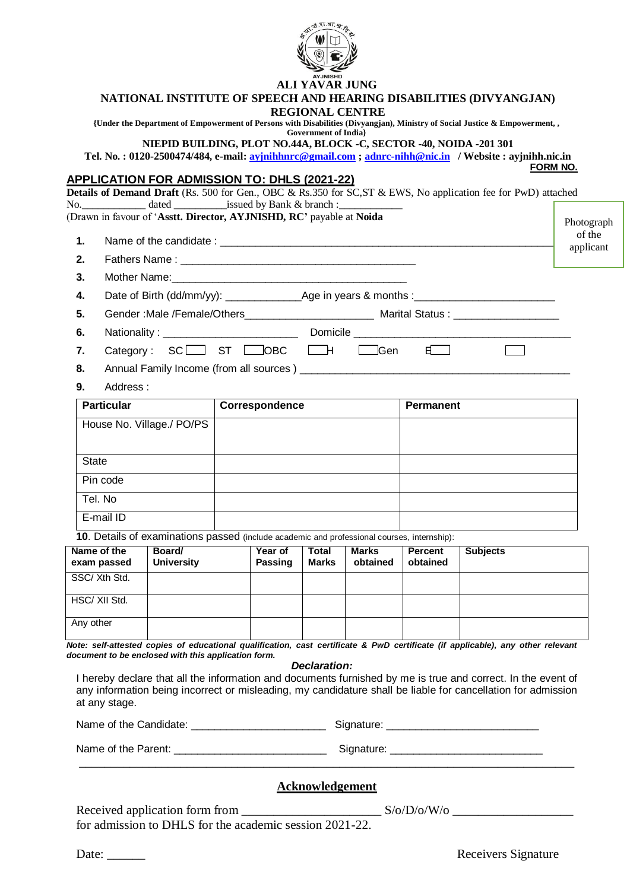ALI YAVAR JUNG

NATIONAL INSTITUTE OF SPEECH AND HEARING DISABILITIES (DIVYANGJAN)

REGIONAL CENTRE

{Under the Department of Empowerment of Persons with Disabilities (Divyangjan), Ministry of Social Justice & Empowerment, , Government of India}

NIEPID BUILDING, PLOT NO.44A, BLOCK -C, SECTOR -40, NOIDA -201 301

Tel. No. : 0120-2500474/484, e-mail: ayjnihhnrc@gmail.com ; adnrc-nihh@nic.in / Website : ayjnihh.nic.in

**FORM NO.**

## APPLICATION FOR ADMISSION TO: DHLS (2021-22)

**Details of Demand Draft** (Rs. 500 for Gen., OBC & Rs.350 for SC,ST & EWS, No application fee for PwD) attached No.____________ dated __________issued by Bank & branch :____________

(Drawn in favour of '**Asstt. Director, AYJNISHD, RC**' payable at **Noida**

Photograph of the applicant

1. Name of the candidate : ____________________________________________________________
2. Fathers Name : __________________________________________
3. Mother Name:__________________________________________
4. Date of Birth (dd/mm/yy): _____________Age in years & months :________________________
5. Gender :Male /Female/Others______________________ Marital Status : __________________
6. Nationality : ________________________ Domicile ______________________________________
7. Category : SC ☐ ST ☐ OBC ☐ H ☐ Gen ☐ E ☐ ☐
8. Annual Family Income (from all sources ) _______________________________________________
9. Address :

| Particular | Correspondence | Permanent |
|---|---|---|
| House No. Village./ PO/PS | | |
| State | | |
| Pin code | | |
| Tel. No | | |
| E-mail ID | | |

**10**. Details of examinations passed (include academic and professional courses, internship):

| Name of the exam passed | Board/ University | Year of Passing | Total Marks | Marks obtained | Percent obtained | Subjects |
|---|---|---|---|---|---|---|
| SSC/ Xth Std. | | | | | | |
| HSC/ XII Std. | | | | | | |
| Any other | | | | | | |

***Note: self-attested copies of educational qualification, cast certificate & PwD certificate (if applicable), any other relevant document to be enclosed with this application form.***

***Declaration:***

I hereby declare that all the information and documents furnished by me is true and correct. In the event of any information being incorrect or misleading, my candidature shall be liable for cancellation for admission at any stage.

Name of the Candidate: _______________________ Signature: ___________________________

Name of the Parent: ___________________________ Signature: ___________________________

---

## Acknowledgement

Received application form from ______________________ S/o/D/o/W/o ___________________ for admission to DHLS for the academic session 2021-22.

Date: ______ Receivers Signature